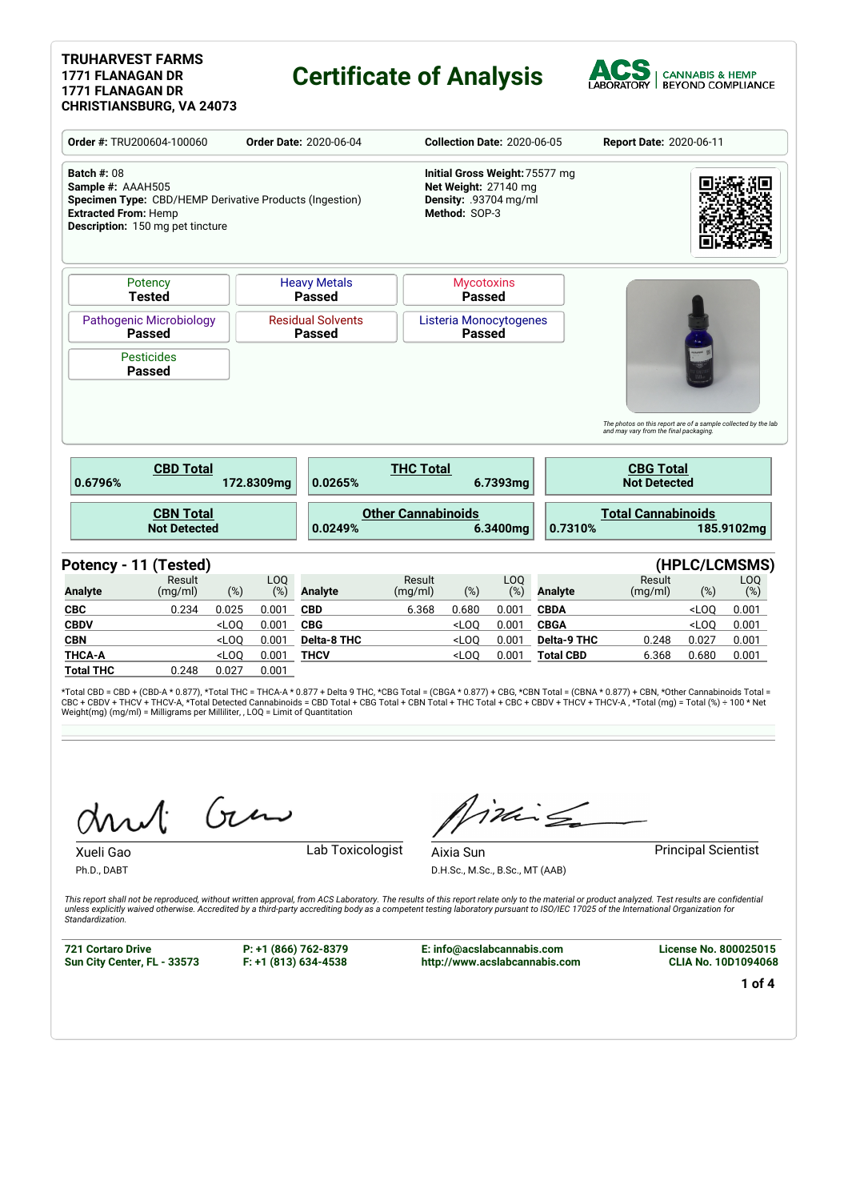**TRUHARVEST FARMS**
**1771 FLANAGAN DR**
**1771 FLANAGAN DR**
**CHRISTIANSBURG, VA 24073**

# Certificate of Analysis

ACS LABORATORY | CANNABIS & HEMP BEYOND COMPLIANCE

**Order #:** TRU200604-100060 **Order Date:** 2020-06-04 **Collection Date:** 2020-06-05 **Report Date:** 2020-06-11

**Batch #:** 08
**Sample #:** AAAH505
**Specimen Type:** CBD/HEMP Derivative Products (Ingestion)
**Extracted From:** Hemp
**Description:** 150 mg pet tincture

**Initial Gross Weight:** 75577 mg
**Net Weight:** 27140 mg
**Density:** .93704 mg/ml
**Method:** SOP-3

| Test | Status |
|---|---|
| Potency | Tested |
| Heavy Metals | Passed |
| Mycotoxins | Passed |
| Pathogenic Microbiology | Passed |
| Residual Solvents | Passed |
| Listeria Monocytogenes | Passed |
| Pesticides | Passed |

*The photos on this report are of a sample collected by the lab and may vary from the final packaging.*

| | | |
|---|---|---|
| **CBD Total** 0.6796% 172.8309mg | **THC Total** 0.0265% 6.7393mg | **CBG Total** Not Detected |
| **CBN Total** Not Detected | **Other Cannabinoids** 0.0249% 6.3400mg | **Total Cannabinoids** 0.7310% 185.9102mg |

## Potency - 11 (Tested) (HPLC/LCMSMS)

| Analyte | Result (mg/ml) | (%) | LOQ (%) | Analyte | Result (mg/ml) | (%) | LOQ (%) | Analyte | Result (mg/ml) | (%) | LOQ (%) |
|---|---|---|---|---|---|---|---|---|---|---|---|
| **CBC** | 0.234 | 0.025 | 0.001 | **CBD** | 6.368 | 0.680 | 0.001 | **CBDA** | | <LOQ | 0.001 |
| **CBDV** | | <LOQ | 0.001 | **CBG** | | <LOQ | 0.001 | **CBGA** | | <LOQ | 0.001 |
| **CBN** | | <LOQ | 0.001 | **Delta-8 THC** | | <LOQ | 0.001 | **Delta-9 THC** | 0.248 | 0.027 | 0.001 |
| **THCA-A** | | <LOQ | 0.001 | **THCV** | | <LOQ | 0.001 | **Total CBD** | 6.368 | 0.680 | 0.001 |
| **Total THC** | 0.248 | 0.027 | 0.001 | | | | | | | | |

*Total CBD = CBD + (CBD-A * 0.877), *Total THC = THCA-A * 0.877 + Delta 9 THC, *CBG Total = (CBGA * 0.877) + CBG, *CBN Total = (CBNA * 0.877) + CBN, *Other Cannabinoids Total = CBC + CBDV + THCV + THCV-A, *Total Detected Cannabinoids = CBD Total + CBG Total + CBN Total + THC Total + CBC + CBDV + THCV + THCV-A , *Total (mg) = Total (%) ÷ 100 * Net Weight(mg) (mg/ml) = Milligrams per Milliliter, , LOQ = Limit of Quantitation

Xueli Gao — Lab Toxicologist
Ph.D., DABT

Aixia Sun — Principal Scientist
D.H.Sc., M.Sc., B.Sc., MT (AAB)

*This report shall not be reproduced, without written approval, from ACS Laboratory. The results of this report relate only to the material or product analyzed. Test results are confidential unless explicitly waived otherwise. Accredited by a third-party accrediting body as a competent testing laboratory pursuant to ISO/IEC 17025 of the International Organization for Standardization.*

**721 Cortaro Drive**
**Sun City Center, FL - 33573**

**P: +1 (866) 762-8379**
**F: +1 (813) 634-4538**

**E: info@acslabcannabis.com**
**http://www.acslabcannabis.com**

**License No. 800025015**
**CLIA No. 10D1094068**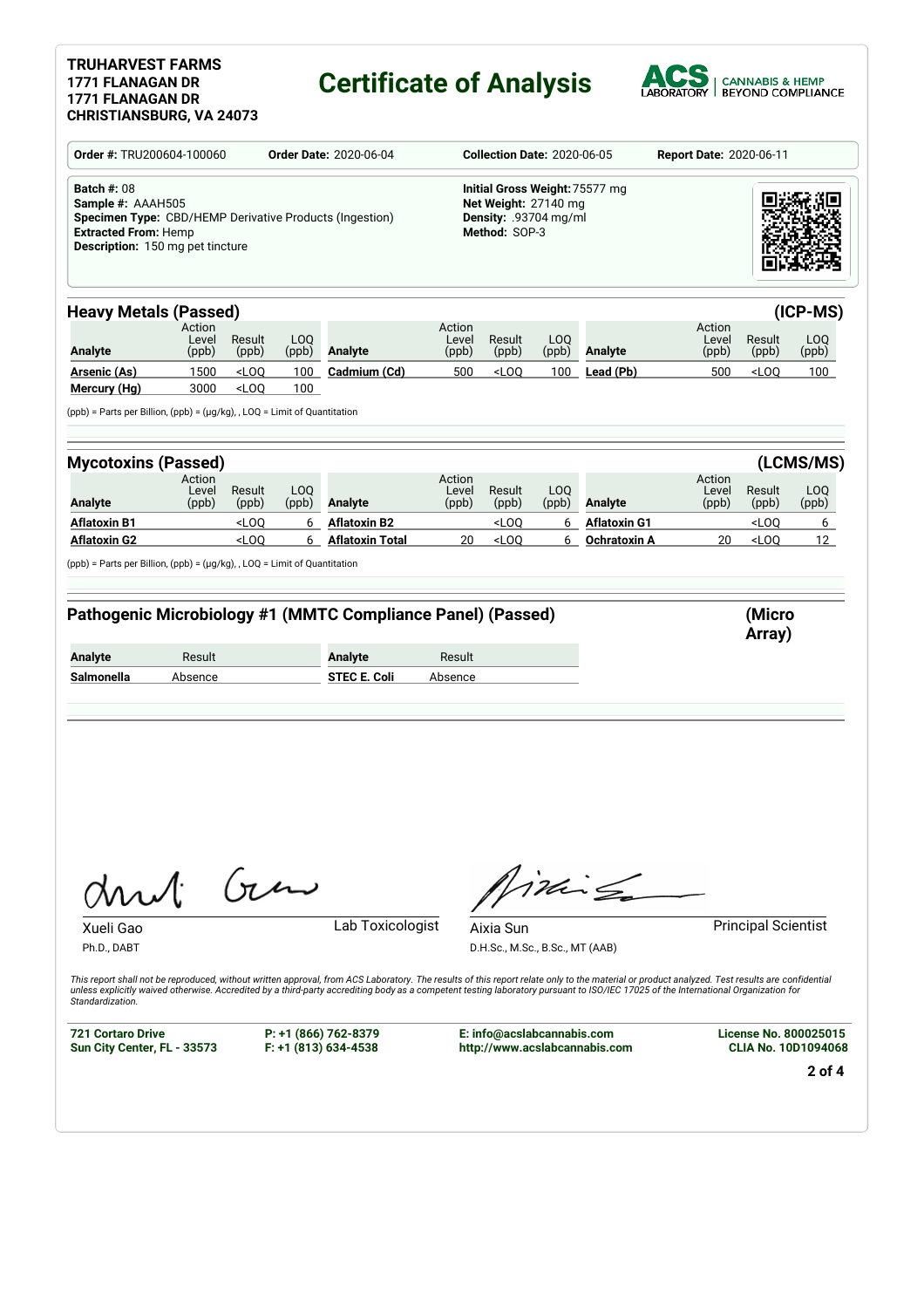**TRUHARVEST FARMS**
**1771 FLANAGAN DR**
**1771 FLANAGAN DR**
**CHRISTIANSBURG, VA 24073**

# Certificate of Analysis

ACS LABORATORY | CANNABIS & HEMP BEYOND COMPLIANCE

**Order #:** TRU200604-100060 **Order Date:** 2020-06-04 **Collection Date:** 2020-06-05 **Report Date:** 2020-06-11

**Batch #:** 08
**Sample #:** AAAH505
**Specimen Type:** CBD/HEMP Derivative Products (Ingestion)
**Extracted From:** Hemp
**Description:** 150 mg pet tincture

**Initial Gross Weight:** 75577 mg
**Net Weight:** 27140 mg
**Density:** .93704 mg/ml
**Method:** SOP-3

## Heavy Metals (Passed) (ICP-MS)

| Analyte | Action Level (ppb) | Result (ppb) | LOQ (ppb) | Analyte | Action Level (ppb) | Result (ppb) | LOQ (ppb) | Analyte | Action Level (ppb) | Result (ppb) | LOQ (ppb) |
|---|---|---|---|---|---|---|---|---|---|---|---|
| **Arsenic (As)** | 1500 | <LOQ | 100 | **Cadmium (Cd)** | 500 | <LOQ | 100 | **Lead (Pb)** | 500 | <LOQ | 100 |
| **Mercury (Hg)** | 3000 | <LOQ | 100 | | | | | | | | |

(ppb) = Parts per Billion, (ppb) = (µg/kg), , LOQ = Limit of Quantitation

## Mycotoxins (Passed) (LCMS/MS)

| Analyte | Action Level (ppb) | Result (ppb) | LOQ (ppb) | Analyte | Action Level (ppb) | Result (ppb) | LOQ (ppb) | Analyte | Action Level (ppb) | Result (ppb) | LOQ (ppb) |
|---|---|---|---|---|---|---|---|---|---|---|---|
| **Aflatoxin B1** | | <LOQ | 6 | **Aflatoxin B2** | | <LOQ | 6 | **Aflatoxin G1** | | <LOQ | 6 |
| **Aflatoxin G2** | | <LOQ | 6 | **Aflatoxin Total** | 20 | <LOQ | 6 | **Ochratoxin A** | 20 | <LOQ | 12 |

(ppb) = Parts per Billion, (ppb) = (µg/kg), , LOQ = Limit of Quantitation

## Pathogenic Microbiology #1 (MMTC Compliance Panel) (Passed) (Micro Array)

| Analyte | Result | Analyte | Result |
|---|---|---|---|
| **Salmonella** | Absence | **STEC E. Coli** | Absence |

Xueli Gao, Ph.D., DABT — Lab Toxicologist

Aixia Sun, D.H.Sc., M.Sc., B.Sc., MT (AAB) — Principal Scientist

*This report shall not be reproduced, without written approval, from ACS Laboratory. The results of this report relate only to the material or product analyzed. Test results are confidential unless explicitly waived otherwise. Accredited by a third-party accrediting body as a competent testing laboratory pursuant to ISO/IEC 17025 of the International Organization for Standardization.*

**721 Cortaro Drive**
**Sun City Center, FL - 33573**

**P: +1 (866) 762-8379**
**F: +1 (813) 634-4538**

**E: info@acslabcannabis.com**
**http://www.acslabcannabis.com**

**License No. 800025015**
**CLIA No. 10D1094068**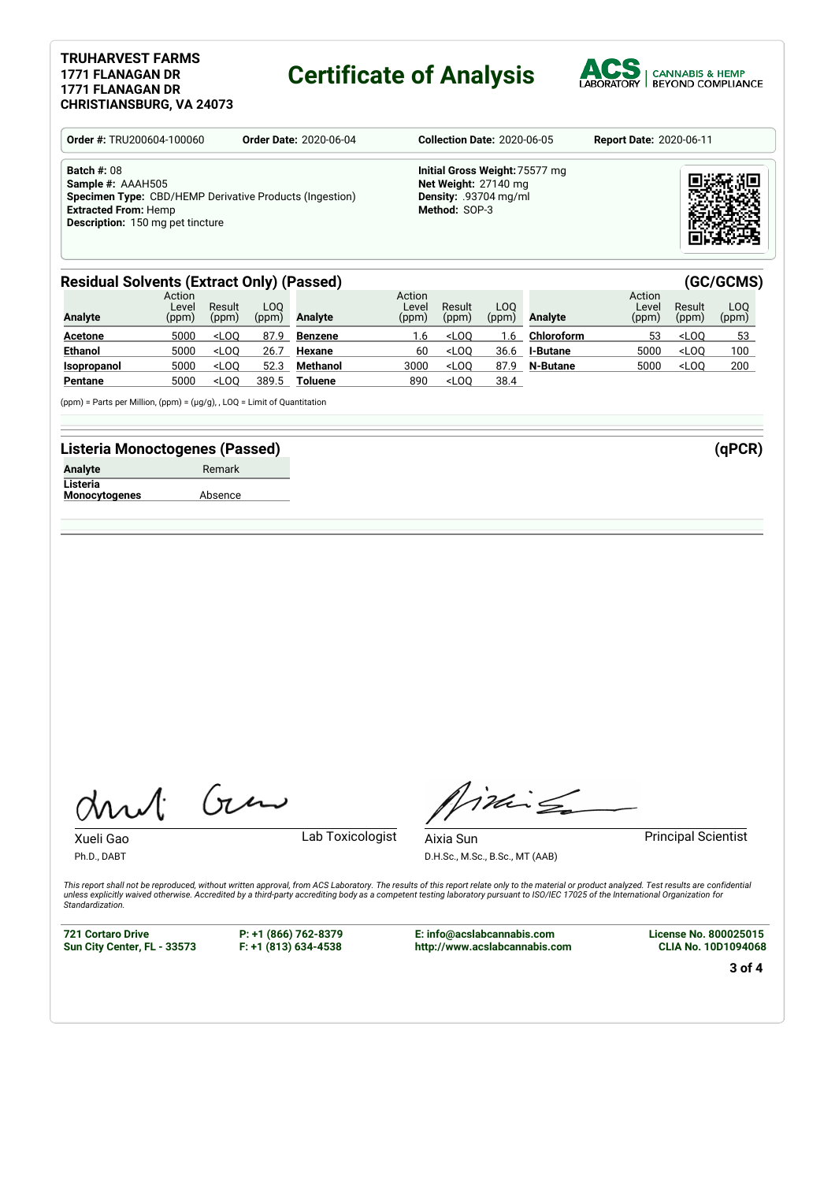**TRUHARVEST FARMS**
**1771 FLANAGAN DR**
**1771 FLANAGAN DR**
**CHRISTIANSBURG, VA 24073**

# Certificate of Analysis

ACS LABORATORY | CANNABIS & HEMP BEYOND COMPLIANCE

**Order #:** TRU200604-100060 **Order Date:** 2020-06-04 **Collection Date:** 2020-06-05 **Report Date:** 2020-06-11

**Batch #:** 08
**Sample #:** AAAH505
**Specimen Type:** CBD/HEMP Derivative Products (Ingestion)
**Extracted From:** Hemp
**Description:** 150 mg pet tincture

**Initial Gross Weight:** 75577 mg
**Net Weight:** 27140 mg
**Density:** .93704 mg/ml
**Method:** SOP-3

## Residual Solvents (Extract Only) (Passed) (GC/GCMS)

| Analyte | Action Level (ppm) | Result (ppm) | LOQ (ppm) | Analyte | Action Level (ppm) | Result (ppm) | LOQ (ppm) | Analyte | Action Level (ppm) | Result (ppm) | LOQ (ppm) |
|---|---|---|---|---|---|---|---|---|---|---|---|
| **Acetone** | 5000 | <LOQ | 87.9 | **Benzene** | 1.6 | <LOQ | 1.6 | **Chloroform** | 53 | <LOQ | 53 |
| **Ethanol** | 5000 | <LOQ | 26.7 | **Hexane** | 60 | <LOQ | 36.6 | **I-Butane** | 5000 | <LOQ | 100 |
| **Isopropanol** | 5000 | <LOQ | 52.3 | **Methanol** | 3000 | <LOQ | 87.9 | **N-Butane** | 5000 | <LOQ | 200 |
| **Pentane** | 5000 | <LOQ | 389.5 | **Toluene** | 890 | <LOQ | 38.4 | | | | |

(ppm) = Parts per Million, (ppm) = (µg/g), , LOQ = Limit of Quantitation

## Listeria Monoctogenes (Passed) (qPCR)

| Analyte | Remark |
|---|---|
| **Listeria Monocytogenes** | Absence |

Xueli Gao
Ph.D., DABT
Lab Toxicologist

Aixia Sun
D.H.Sc., M.Sc., B.Sc., MT (AAB)
Principal Scientist

*This report shall not be reproduced, without written approval, from ACS Laboratory. The results of this report relate only to the material or product analyzed. Test results are confidential unless explicitly waived otherwise. Accredited by a third-party accrediting body as a competent testing laboratory pursuant to ISO/IEC 17025 of the International Organization for Standardization.*

**721 Cortaro Drive**
**Sun City Center, FL - 33573**

**P: +1 (866) 762-8379**
**F: +1 (813) 634-4538**

**E: info@acslabcannabis.com**
**http://www.acslabcannabis.com**

**License No. 800025015**
**CLIA No. 10D1094068**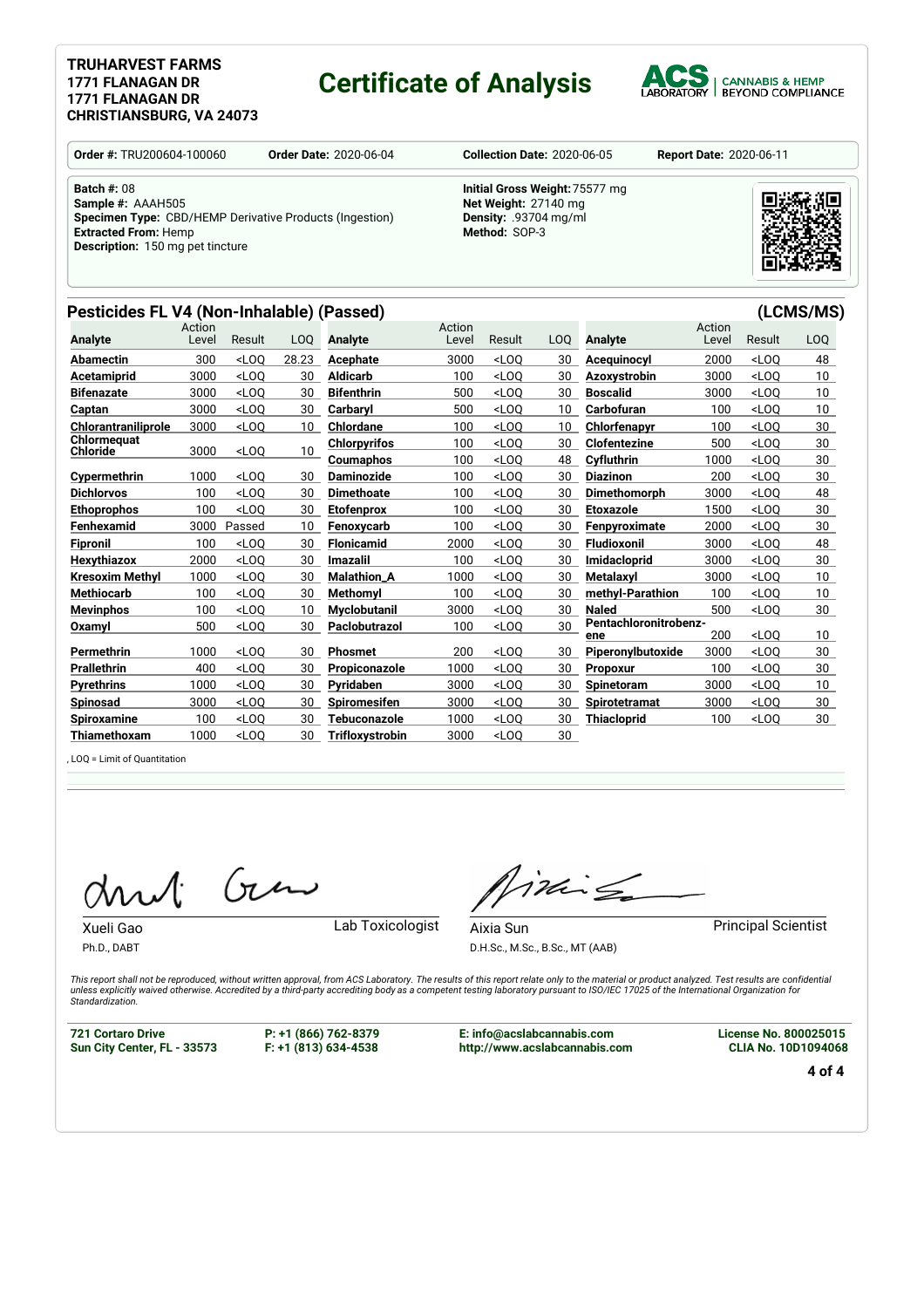**TRUHARVEST FARMS**
**1771 FLANAGAN DR**
**1771 FLANAGAN DR**
**CHRISTIANSBURG, VA 24073**

# Certificate of Analysis

ACS LABORATORY | CANNABIS & HEMP BEYOND COMPLIANCE

| **Order #:** TRU200604-100060 | **Order Date:** 2020-06-04 | **Collection Date:** 2020-06-05 | **Report Date:** 2020-06-11 |
|---|---|---|---|

**Batch #:** 08
**Sample #:** AAAH505
**Specimen Type:** CBD/HEMP Derivative Products (Ingestion)
**Extracted From:** Hemp
**Description:** 150 mg pet tincture

**Initial Gross Weight:** 75577 mg
**Net Weight:** 27140 mg
**Density:** .93704 mg/ml
**Method:** SOP-3

## Pesticides FL V4 (Non-Inhalable) (Passed) (LCMS/MS)

| Analyte | Action Level | Result | LOQ | Analyte | Action Level | Result | LOQ | Analyte | Action Level | Result | LOQ |
|---|---|---|---|---|---|---|---|---|---|---|---|
| Abamectin | 300 | <LOQ | 28.23 | Acephate | 3000 | <LOQ | 30 | Acequinocyl | 2000 | <LOQ | 48 |
| Acetamiprid | 3000 | <LOQ | 30 | Aldicarb | 100 | <LOQ | 30 | Azoxystrobin | 3000 | <LOQ | 10 |
| Bifenazate | 3000 | <LOQ | 30 | Bifenthrin | 500 | <LOQ | 30 | Boscalid | 3000 | <LOQ | 10 |
| Captan | 3000 | <LOQ | 30 | Carbaryl | 500 | <LOQ | 10 | Carbofuran | 100 | <LOQ | 10 |
| Chlorantraniliprole | 3000 | <LOQ | 10 | Chlordane | 100 | <LOQ | 10 | Chlorfenapyr | 100 | <LOQ | 30 |
| Chlormequat Chloride | 3000 | <LOQ | 10 | Chlorpyrifos | 100 | <LOQ | 30 | Clofentezine | 500 | <LOQ | 30 |
| | | | | Coumaphos | 100 | <LOQ | 48 | Cyfluthrin | 1000 | <LOQ | 30 |
| Cypermethrin | 1000 | <LOQ | 30 | Daminozide | 100 | <LOQ | 30 | Diazinon | 200 | <LOQ | 30 |
| Dichlorvos | 100 | <LOQ | 30 | Dimethoate | 100 | <LOQ | 30 | Dimethomorph | 3000 | <LOQ | 48 |
| Ethoprophos | 100 | <LOQ | 30 | Etofenprox | 100 | <LOQ | 30 | Etoxazole | 1500 | <LOQ | 30 |
| Fenhexamid | 3000 | Passed | 10 | Fenoxycarb | 100 | <LOQ | 30 | Fenpyroximate | 2000 | <LOQ | 30 |
| Fipronil | 100 | <LOQ | 30 | Flonicamid | 2000 | <LOQ | 30 | Fludioxonil | 3000 | <LOQ | 48 |
| Hexythiazox | 2000 | <LOQ | 30 | Imazalil | 100 | <LOQ | 30 | Imidacloprid | 3000 | <LOQ | 30 |
| Kresoxim Methyl | 1000 | <LOQ | 30 | Malathion_A | 1000 | <LOQ | 30 | Metalaxyl | 3000 | <LOQ | 10 |
| Methiocarb | 100 | <LOQ | 30 | Methomyl | 100 | <LOQ | 30 | methyl-Parathion | 100 | <LOQ | 10 |
| Mevinphos | 100 | <LOQ | 10 | Myclobutanil | 3000 | <LOQ | 30 | Naled | 500 | <LOQ | 30 |
| Oxamyl | 500 | <LOQ | 30 | Paclobutrazol | 100 | <LOQ | 30 | Pentachloronitrobenzene | 200 | <LOQ | 10 |
| Permethrin | 1000 | <LOQ | 30 | Phosmet | 200 | <LOQ | 30 | Piperonylbutoxide | 3000 | <LOQ | 30 |
| Prallethrin | 400 | <LOQ | 30 | Propiconazole | 1000 | <LOQ | 30 | Propoxur | 100 | <LOQ | 30 |
| Pyrethrins | 1000 | <LOQ | 30 | Pyridaben | 3000 | <LOQ | 30 | Spinetoram | 3000 | <LOQ | 10 |
| Spinosad | 3000 | <LOQ | 30 | Spiromesifen | 3000 | <LOQ | 30 | Spirotetramat | 3000 | <LOQ | 30 |
| Spiroxamine | 100 | <LOQ | 30 | Tebuconazole | 1000 | <LOQ | 30 | Thiacloprid | 100 | <LOQ | 30 |
| Thiamethoxam | 1000 | <LOQ | 30 | Trifloxystrobin | 3000 | <LOQ | 30 | | | | |

, LOQ = Limit of Quantitation

Xueli Gao
Ph.D., DABT
Lab Toxicologist

Aixia Sun
D.H.Sc., M.Sc., B.Sc., MT (AAB)
Principal Scientist

*This report shall not be reproduced, without written approval, from ACS Laboratory. The results of this report relate only to the material or product analyzed. Test results are confidential unless explicitly waived otherwise. Accredited by a third-party accrediting body as a competent testing laboratory pursuant to ISO/IEC 17025 of the International Organization for Standardization.*

**721 Cortaro Drive**
**Sun City Center, FL - 33573**

**P: +1 (866) 762-8379**
**F: +1 (813) 634-4538**

**E: info@acslabcannabis.com**
**http://www.acslabcannabis.com**

**License No. 800025015**
**CLIA No. 10D1094068**